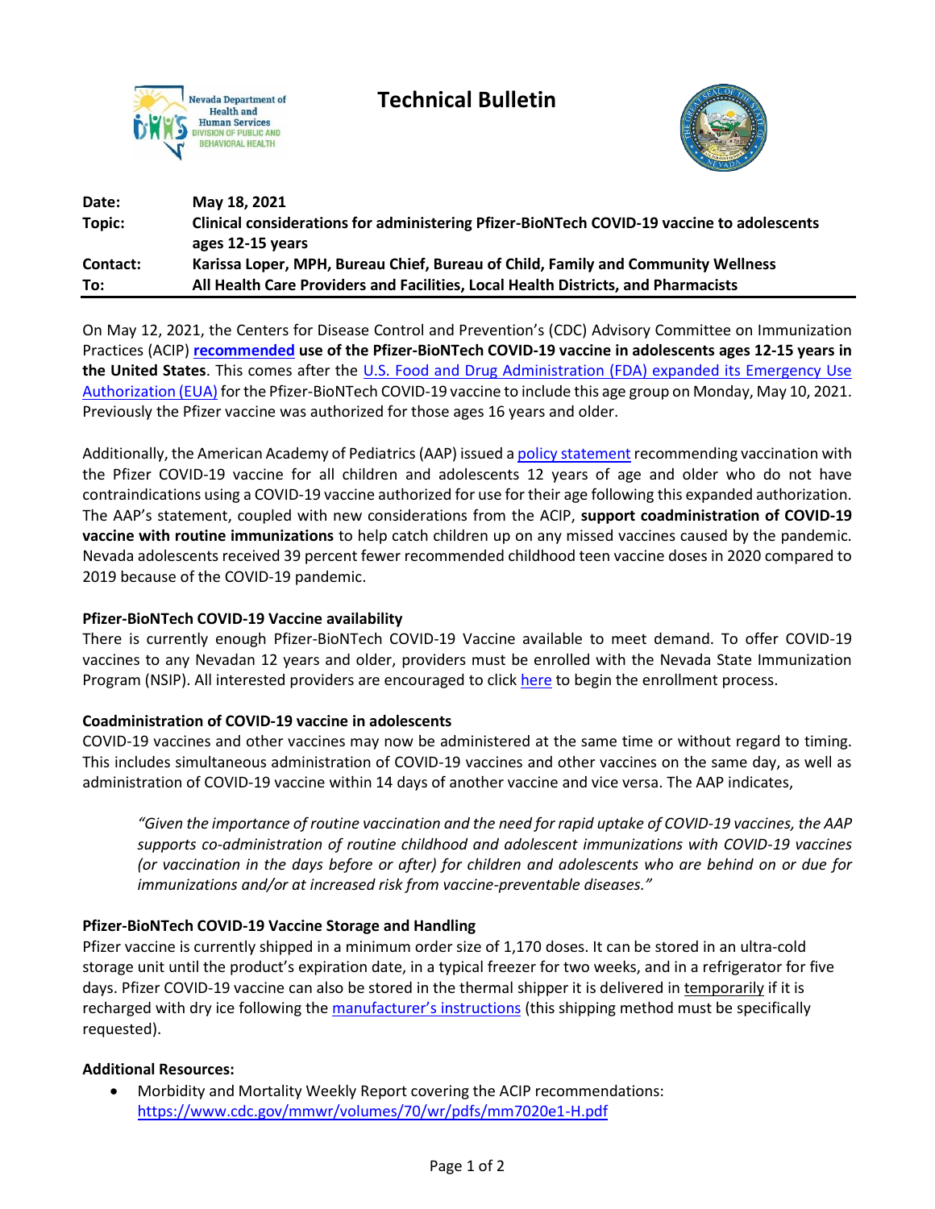# Technical Bulletin

| | |
|---|---|
| **Date:** | **May 18, 2021** |
| **Topic:** | **Clinical considerations for administering Pfizer-BioNTech COVID-19 vaccine to adolescents ages 12-15 years** |
| **Contact:** | **Karissa Loper, MPH, Bureau Chief, Bureau of Child, Family and Community Wellness** |
| **To:** | **All Health Care Providers and Facilities, Local Health Districts, and Pharmacists** |

On May 12, 2021, the Centers for Disease Control and Prevention's (CDC) Advisory Committee on Immunization Practices (ACIP) **recommended use of the Pfizer-BioNTech COVID-19 vaccine in adolescents ages 12-15 years in the United States**. This comes after the U.S. Food and Drug Administration (FDA) expanded its Emergency Use Authorization (EUA) for the Pfizer-BioNTech COVID-19 vaccine to include this age group on Monday, May 10, 2021. Previously the Pfizer vaccine was authorized for those ages 16 years and older.

Additionally, the American Academy of Pediatrics (AAP) issued a policy statement recommending vaccination with the Pfizer COVID-19 vaccine for all children and adolescents 12 years of age and older who do not have contraindications using a COVID-19 vaccine authorized for use for their age following this expanded authorization. The AAP's statement, coupled with new considerations from the ACIP, **support coadministration of COVID-19 vaccine with routine immunizations** to help catch children up on any missed vaccines caused by the pandemic. Nevada adolescents received 39 percent fewer recommended childhood teen vaccine doses in 2020 compared to 2019 because of the COVID-19 pandemic.

### Pfizer-BioNTech COVID-19 Vaccine availability

There is currently enough Pfizer-BioNTech COVID-19 Vaccine available to meet demand. To offer COVID-19 vaccines to any Nevadan 12 years and older, providers must be enrolled with the Nevada State Immunization Program (NSIP). All interested providers are encouraged to click here to begin the enrollment process.

### Coadministration of COVID-19 vaccine in adolescents

COVID-19 vaccines and other vaccines may now be administered at the same time or without regard to timing. This includes simultaneous administration of COVID-19 vaccines and other vaccines on the same day, as well as administration of COVID-19 vaccine within 14 days of another vaccine and vice versa. The AAP indicates,

> *"Given the importance of routine vaccination and the need for rapid uptake of COVID-19 vaccines, the AAP supports co-administration of routine childhood and adolescent immunizations with COVID-19 vaccines (or vaccination in the days before or after) for children and adolescents who are behind on or due for immunizations and/or at increased risk from vaccine-preventable diseases."*

### Pfizer-BioNTech COVID-19 Vaccine Storage and Handling

Pfizer vaccine is currently shipped in a minimum order size of 1,170 doses. It can be stored in an ultra-cold storage unit until the product's expiration date, in a typical freezer for two weeks, and in a refrigerator for five days. Pfizer COVID-19 vaccine can also be stored in the thermal shipper it is delivered in temporarily if it is recharged with dry ice following the manufacturer's instructions (this shipping method must be specifically requested).

### Additional Resources:

- Morbidity and Mortality Weekly Report covering the ACIP recommendations: https://www.cdc.gov/mmwr/volumes/70/wr/pdfs/mm7020e1-H.pdf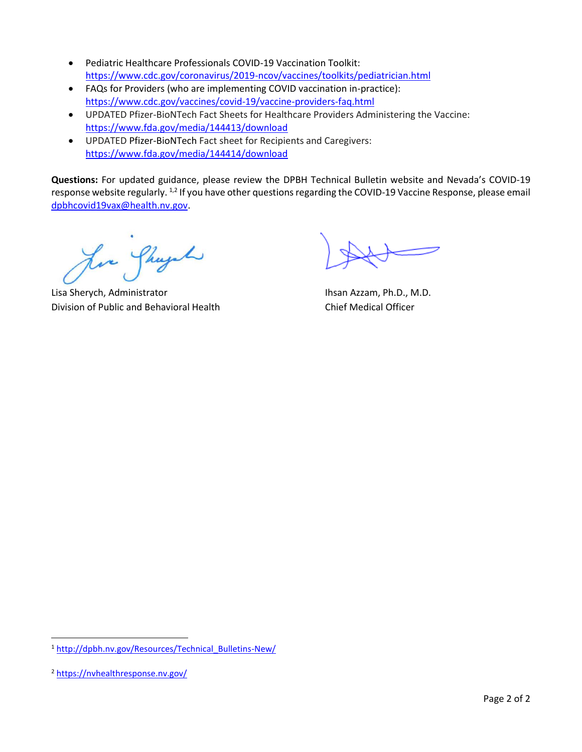- Pediatric Healthcare Professionals COVID-19 Vaccination Toolkit: https://www.cdc.gov/coronavirus/2019-ncov/vaccines/toolkits/pediatrician.html
- FAQs for Providers (who are implementing COVID vaccination in-practice): https://www.cdc.gov/vaccines/covid-19/vaccine-providers-faq.html
- UPDATED Pfizer-BioNTech Fact Sheets for Healthcare Providers Administering the Vaccine: https://www.fda.gov/media/144413/download
- UPDATED Pfizer-BioNTech Fact sheet for Recipients and Caregivers: https://www.fda.gov/media/144414/download

**Questions:** For updated guidance, please review the DPBH Technical Bulletin website and Nevada's COVID-19 response website regularly. [1,2] If you have other questions regarding the COVID-19 Vaccine Response, please email dpbhcovid19vax@health.nv.gov.

Lisa Sherych, Administrator
Division of Public and Behavioral Health

Ihsan Azzam, Ph.D., M.D.
Chief Medical Officer

[1] http://dpbh.nv.gov/Resources/Technical_Bulletins-New/

[2] https://nvhealthresponse.nv.gov/